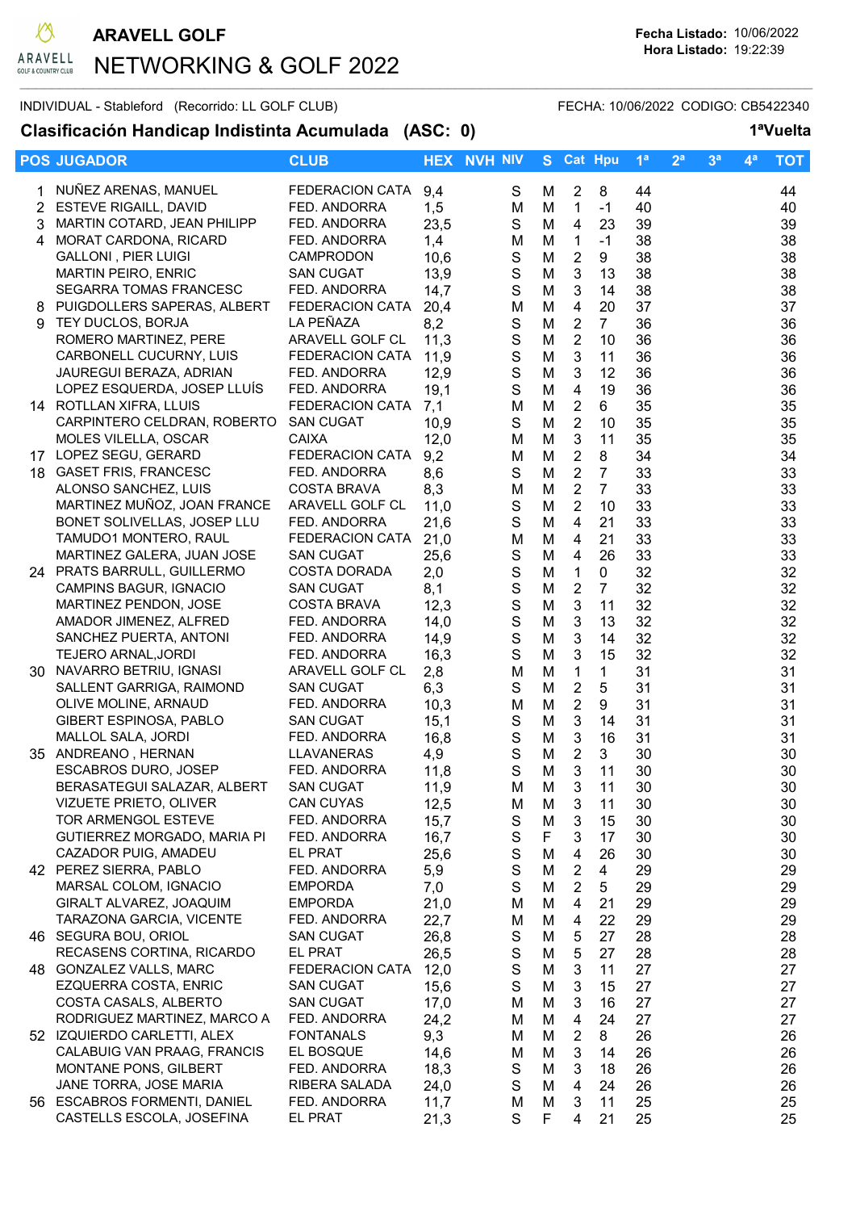# ARAVELL GOLF

## NETWORKING & GOLF 2022

**Fecha Listado:** 10/06/2022
**Hora Listado:** 19:22:39

INDIVIDUAL - Stableford (Recorrido: LL GOLF CLUB) FECHA: 10/06/2022 CODIGO: CB5422340

### Clasificación Handicap Indistinta Acumulada (ASC: 0) 1ªVuelta

| POS | JUGADOR | CLUB | HEX | NVH | NIV | S | Cat | Hpu | 1ª | 2ª | 3ª | 4ª | TOT |
|---|---|---|---|---|---|---|---|---|---|---|---|---|---|
| 1 | NUÑEZ ARENAS, MANUEL | FEDERACION CATA | 9,4 | | S | M | 2 | 8 | 44 | | | | 44 |
| 2 | ESTEVE RIGAILL, DAVID | FED. ANDORRA | 1,5 | | M | M | 1 | -1 | 40 | | | | 40 |
| 3 | MARTIN COTARD, JEAN PHILIPP | FED. ANDORRA | 23,5 | | S | M | 4 | 23 | 39 | | | | 39 |
| 4 | MORAT CARDONA, RICARD | FED. ANDORRA | 1,4 | | M | M | 1 | -1 | 38 | | | | 38 |
| | GALLONI , PIER LUIGI | CAMPRODON | 10,6 | | S | M | 2 | 9 | 38 | | | | 38 |
| | MARTIN PEIRO, ENRIC | SAN CUGAT | 13,9 | | S | M | 3 | 13 | 38 | | | | 38 |
| | SEGARRA TOMAS FRANCESC | FED. ANDORRA | 14,7 | | S | M | 3 | 14 | 38 | | | | 38 |
| 8 | PUIGDOLLERS SAPERAS, ALBERT | FEDERACION CATA | 20,4 | | M | M | 4 | 20 | 37 | | | | 37 |
| 9 | TEY DUCLOS, BORJA | LA PEÑAZA | 8,2 | | S | M | 2 | 7 | 36 | | | | 36 |
| | ROMERO MARTINEZ, PERE | ARAVELL GOLF CL | 11,3 | | S | M | 2 | 10 | 36 | | | | 36 |
| | CARBONELL CUCURNY, LUIS | FEDERACION CATA | 11,9 | | S | M | 3 | 11 | 36 | | | | 36 |
| | JAUREGUI BERAZA, ADRIAN | FED. ANDORRA | 12,9 | | S | M | 3 | 12 | 36 | | | | 36 |
| | LOPEZ ESQUERDA, JOSEP LLUÍS | FED. ANDORRA | 19,1 | | S | M | 4 | 19 | 36 | | | | 36 |
| 14 | ROTLLAN XIFRA, LLUIS | FEDERACION CATA | 7,1 | | M | M | 2 | 6 | 35 | | | | 35 |
| | CARPINTERO CELDRAN, ROBERTO | SAN CUGAT | 10,9 | | S | M | 2 | 10 | 35 | | | | 35 |
| | MOLES VILELLA, OSCAR | CAIXA | 12,0 | | M | M | 3 | 11 | 35 | | | | 35 |
| 17 | LOPEZ SEGU, GERARD | FEDERACION CATA | 9,2 | | M | M | 2 | 8 | 34 | | | | 34 |
| 18 | GASET FRIS, FRANCESC | FED. ANDORRA | 8,6 | | S | M | 2 | 7 | 33 | | | | 33 |
| | ALONSO SANCHEZ, LUIS | COSTA BRAVA | 8,3 | | M | M | 2 | 7 | 33 | | | | 33 |
| | MARTINEZ MUÑOZ, JOAN FRANCE | ARAVELL GOLF CL | 11,0 | | S | M | 2 | 10 | 33 | | | | 33 |
| | BONET SOLIVELLAS, JOSEP LLU | FED. ANDORRA | 21,6 | | S | M | 4 | 21 | 33 | | | | 33 |
| | TAMUDO1 MONTERO, RAUL | FEDERACION CATA | 21,0 | | M | M | 4 | 21 | 33 | | | | 33 |
| | MARTINEZ GALERA, JUAN JOSE | SAN CUGAT | 25,6 | | S | M | 4 | 26 | 33 | | | | 33 |
| 24 | PRATS BARRULL, GUILLERMO | COSTA DORADA | 2,0 | | S | M | 1 | 0 | 32 | | | | 32 |
| | CAMPINS BAGUR, IGNACIO | SAN CUGAT | 8,1 | | S | M | 2 | 7 | 32 | | | | 32 |
| | MARTINEZ PENDON, JOSE | COSTA BRAVA | 12,3 | | S | M | 3 | 11 | 32 | | | | 32 |
| | AMADOR JIMENEZ, ALFRED | FED. ANDORRA | 14,0 | | S | M | 3 | 13 | 32 | | | | 32 |
| | SANCHEZ PUERTA, ANTONI | FED. ANDORRA | 14,9 | | S | M | 3 | 14 | 32 | | | | 32 |
| | TEJERO ARNAL,JORDI | FED. ANDORRA | 16,3 | | S | M | 3 | 15 | 32 | | | | 32 |
| 30 | NAVARRO BETRIU, IGNASI | ARAVELL GOLF CL | 2,8 | | M | M | 1 | 1 | 31 | | | | 31 |
| | SALLENT GARRIGA, RAIMOND | SAN CUGAT | 6,3 | | S | M | 2 | 5 | 31 | | | | 31 |
| | OLIVE MOLINE, ARNAUD | FED. ANDORRA | 10,3 | | M | M | 2 | 9 | 31 | | | | 31 |
| | GIBERT ESPINOSA, PABLO | SAN CUGAT | 15,1 | | S | M | 3 | 14 | 31 | | | | 31 |
| | MALLOL SALA, JORDI | FED. ANDORRA | 16,8 | | S | M | 3 | 16 | 31 | | | | 31 |
| 35 | ANDREANO , HERNAN | LLAVANERAS | 4,9 | | S | M | 2 | 3 | 30 | | | | 30 |
| | ESCABROS DURO, JOSEP | FED. ANDORRA | 11,8 | | S | M | 3 | 11 | 30 | | | | 30 |
| | BERASATEGUI SALAZAR, ALBERT | SAN CUGAT | 11,9 | | M | M | 3 | 11 | 30 | | | | 30 |
| | VIZUETE PRIETO, OLIVER | CAN CUYAS | 12,5 | | M | M | 3 | 11 | 30 | | | | 30 |
| | TOR ARMENGOL ESTEVE | FED. ANDORRA | 15,7 | | S | M | 3 | 15 | 30 | | | | 30 |
| | GUTIERREZ MORGADO, MARIA PI | FED. ANDORRA | 16,7 | | S | F | 3 | 17 | 30 | | | | 30 |
| | CAZADOR PUIG, AMADEU | EL PRAT | 25,6 | | S | M | 4 | 26 | 30 | | | | 30 |
| 42 | PEREZ SIERRA, PABLO | FED. ANDORRA | 5,9 | | S | M | 2 | 4 | 29 | | | | 29 |
| | MARSAL COLOM, IGNACIO | EMPORDA | 7,0 | | S | M | 2 | 5 | 29 | | | | 29 |
| | GIRALT ALVAREZ, JOAQUIM | EMPORDA | 21,0 | | M | M | 4 | 21 | 29 | | | | 29 |
| | TARAZONA GARCIA, VICENTE | FED. ANDORRA | 22,7 | | M | M | 4 | 22 | 29 | | | | 29 |
| 46 | SEGURA BOU, ORIOL | SAN CUGAT | 26,8 | | S | M | 5 | 27 | 28 | | | | 28 |
| | RECASENS CORTINA, RICARDO | EL PRAT | 26,5 | | S | M | 5 | 27 | 28 | | | | 28 |
| 48 | GONZALEZ VALLS, MARC | FEDERACION CATA | 12,0 | | S | M | 3 | 11 | 27 | | | | 27 |
| | EZQUERRA COSTA, ENRIC | SAN CUGAT | 15,6 | | S | M | 3 | 15 | 27 | | | | 27 |
| | COSTA CASALS, ALBERTO | SAN CUGAT | 17,0 | | M | M | 3 | 16 | 27 | | | | 27 |
| | RODRIGUEZ MARTINEZ, MARCO A | FED. ANDORRA | 24,2 | | M | M | 4 | 24 | 27 | | | | 27 |
| 52 | IZQUIERDO CARLETTI, ALEX | FONTANALS | 9,3 | | M | M | 2 | 8 | 26 | | | | 26 |
| | CALABUIG VAN PRAAG, FRANCIS | EL BOSQUE | 14,6 | | M | M | 3 | 14 | 26 | | | | 26 |
| | MONTANE PONS, GILBERT | FED. ANDORRA | 18,3 | | S | M | 3 | 18 | 26 | | | | 26 |
| | JANE TORRA, JOSE MARIA | RIBERA SALADA | 24,0 | | S | M | 4 | 24 | 26 | | | | 26 |
| 56 | ESCABROS FORMENTI, DANIEL | FED. ANDORRA | 11,7 | | M | M | 3 | 11 | 25 | | | | 25 |
| | CASTELLS ESCOLA, JOSEFINA | EL PRAT | 21,3 | | S | F | 4 | 21 | 25 | | | | 25 |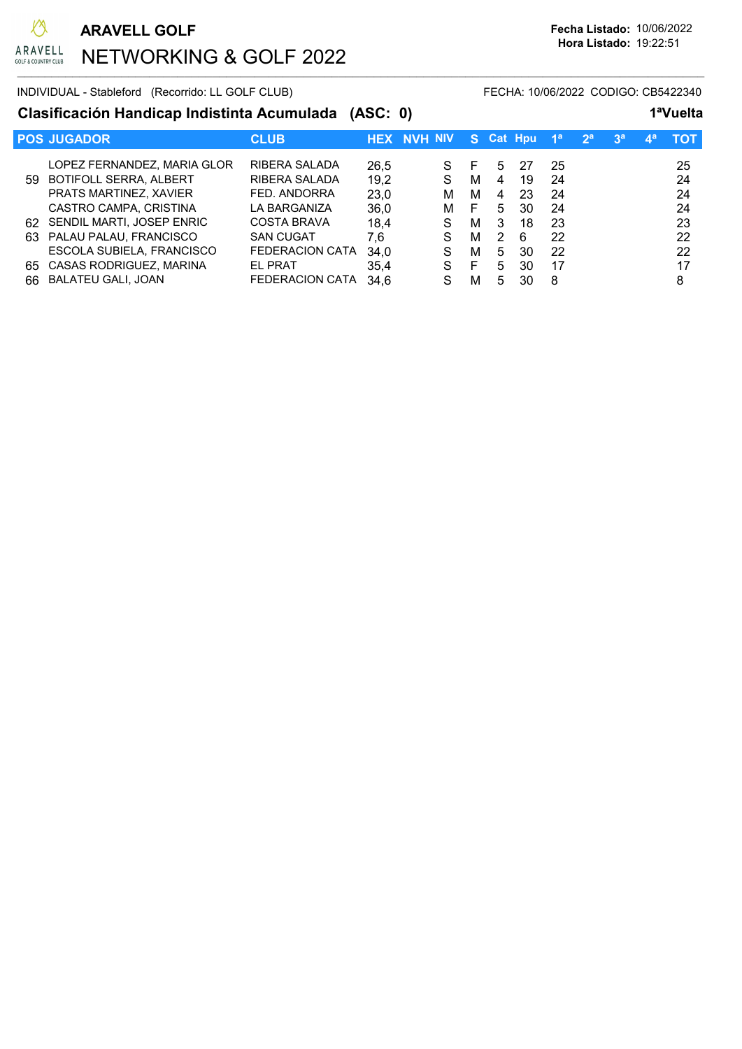**ARAVELL GOLF**

NETWORKING & GOLF 2022

**Fecha Listado:** 10/06/2022
**Hora Listado:** 19:22:51

INDIVIDUAL - Stableford (Recorrido: LL GOLF CLUB) FECHA: 10/06/2022 CODIGO: CB5422340

## Clasificación Handicap Indistinta Acumulada (ASC: 0) 1ªVuelta

| POS | JUGADOR | CLUB | HEX | NVH | NIV | S | Cat | Hpu | 1ª | 2ª | 3ª | 4ª | TOT |
|---|---|---|---|---|---|---|---|---|---|---|---|---|---|
| | LOPEZ FERNANDEZ, MARIA GLOR | RIBERA SALADA | 26,5 | | S | F | 5 | 27 | 25 | | | | 25 |
| 59 | BOTIFOLL SERRA, ALBERT | RIBERA SALADA | 19,2 | | S | M | 4 | 19 | 24 | | | | 24 |
| | PRATS MARTINEZ, XAVIER | FED. ANDORRA | 23,0 | | M | M | 4 | 23 | 24 | | | | 24 |
| | CASTRO CAMPA, CRISTINA | LA BARGANIZA | 36,0 | | M | F | 5 | 30 | 24 | | | | 24 |
| 62 | SENDIL MARTI, JOSEP ENRIC | COSTA BRAVA | 18,4 | | S | M | 3 | 18 | 23 | | | | 23 |
| 63 | PALAU PALAU, FRANCISCO | SAN CUGAT | 7,6 | | S | M | 2 | 6 | 22 | | | | 22 |
| | ESCOLA SUBIELA, FRANCISCO | FEDERACION CATA | 34,0 | | S | M | 5 | 30 | 22 | | | | 22 |
| 65 | CASAS RODRIGUEZ, MARINA | EL PRAT | 35,4 | | S | F | 5 | 30 | 17 | | | | 17 |
| 66 | BALATEU GALI, JOAN | FEDERACION CATA | 34,6 | | S | M | 5 | 30 | 8 | | | | 8 |